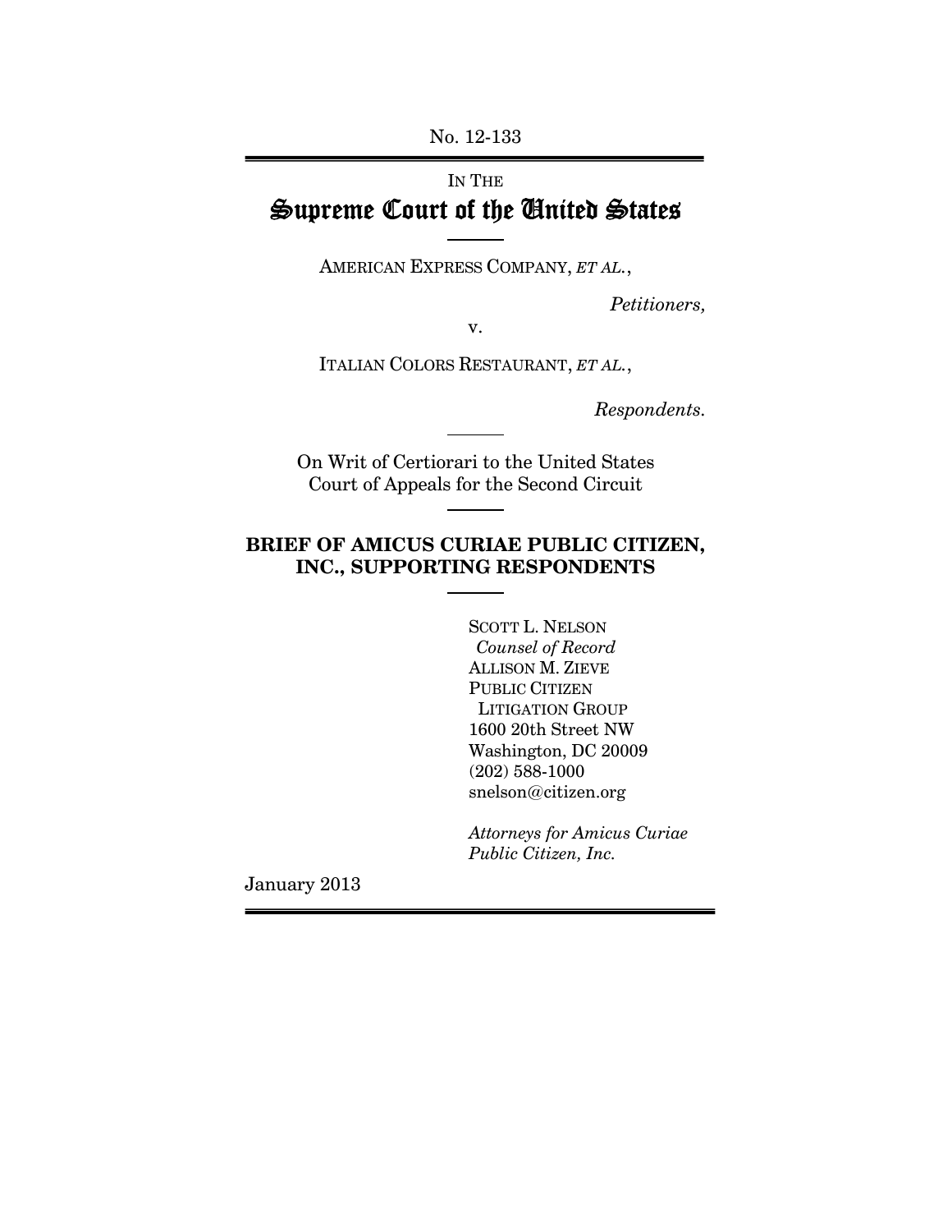No. 12-133

IN THE

# Supreme Court of the United States

AMERICAN EXPRESS COMPANY, *ET AL.*,

*Petitioners,*

v.

ITALIAN COLORS RESTAURANT, *ET AL.*,

*Respondents.*

On Writ of Certiorari to the United States Court of Appeals for the Second Circuit

## BRIEF OF AMICUS CURIAE PUBLIC CITIZEN, INC., SUPPORTING RESPONDENTS

SCOTT L. NELSON
*Counsel of Record*
ALLISON M. ZIEVE
PUBLIC CITIZEN
LITIGATION GROUP
1600 20th Street NW
Washington, DC 20009
(202) 588-1000
snelson@citizen.org

*Attorneys for Amicus Curiae Public Citizen, Inc.*

January 2013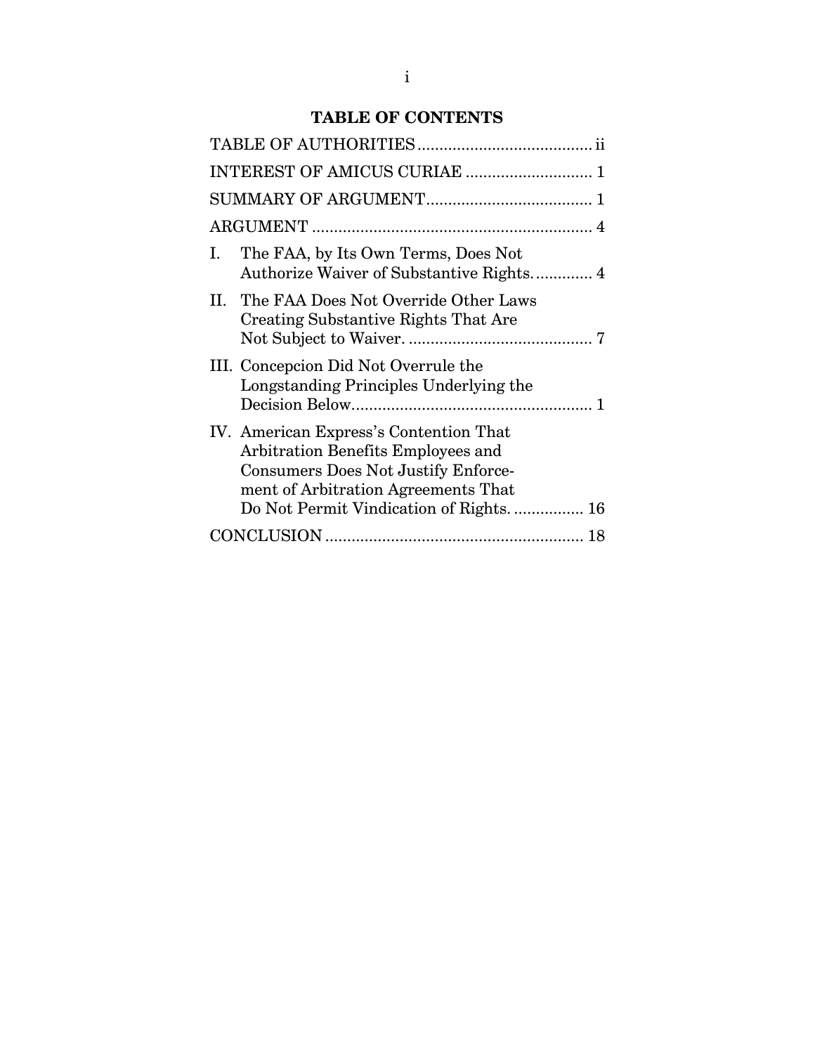# TABLE OF CONTENTS

| | |
|---|---|
| TABLE OF AUTHORITIES | ii |
| INTEREST OF AMICUS CURIAE | 1 |
| SUMMARY OF ARGUMENT | 1 |
| ARGUMENT | 4 |
| I. The FAA, by Its Own Terms, Does Not Authorize Waiver of Substantive Rights. | 4 |
| II. The FAA Does Not Override Other Laws Creating Substantive Rights That Are Not Subject to Waiver. | 7 |
| III. Concepcion Did Not Overrule the Longstanding Principles Underlying the Decision Below. | 1 |
| IV. American Express's Contention That Arbitration Benefits Employees and Consumers Does Not Justify Enforcement of Arbitration Agreements That Do Not Permit Vindication of Rights. | 16 |
| CONCLUSION | 18 |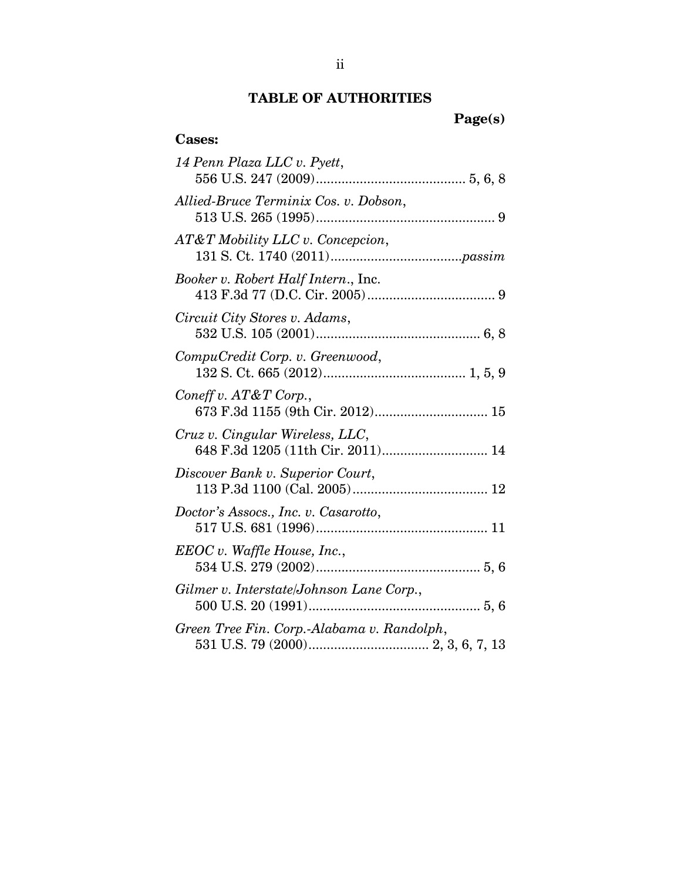## TABLE OF AUTHORITIES

**Page(s)**

**Cases:**

*14 Penn Plaza LLC v. Pyett*,
556 U.S. 247 (2009)........................................ 5, 6, 8

*Allied-Bruce Terminix Cos. v. Dobson*,
513 U.S. 265 (1995)................................................ 9

*AT&T Mobility LLC v. Concepcion*,
131 S. Ct. 1740 (2011)...................................*passim*

*Booker v. Robert Half Intern.*, Inc.
413 F.3d 77 (D.C. Cir. 2005).................................. 9

*Circuit City Stores v. Adams*,
532 U.S. 105 (2001)............................................ 6, 8

*CompuCredit Corp. v. Greenwood*,
132 S. Ct. 665 (2012)...................................... 1, 5, 9

*Coneff v. AT&T Corp.*,
673 F.3d 1155 (9th Cir. 2012).............................. 15

*Cruz v. Cingular Wireless, LLC*,
648 F.3d 1205 (11th Cir. 2011)............................ 14

*Discover Bank v. Superior Court*,
113 P.3d 1100 (Cal. 2005).................................... 12

*Doctor's Assocs., Inc. v. Casarotto*,
517 U.S. 681 (1996).............................................. 11

*EEOC v. Waffle House, Inc.*,
534 U.S. 279 (2002)............................................ 5, 6

*Gilmer v. Interstate/Johnson Lane Corp.*,
500 U.S. 20 (1991).............................................. 5, 6

*Green Tree Fin. Corp.-Alabama v. Randolph*,
531 U.S. 79 (2000)................................ 2, 3, 6, 7, 13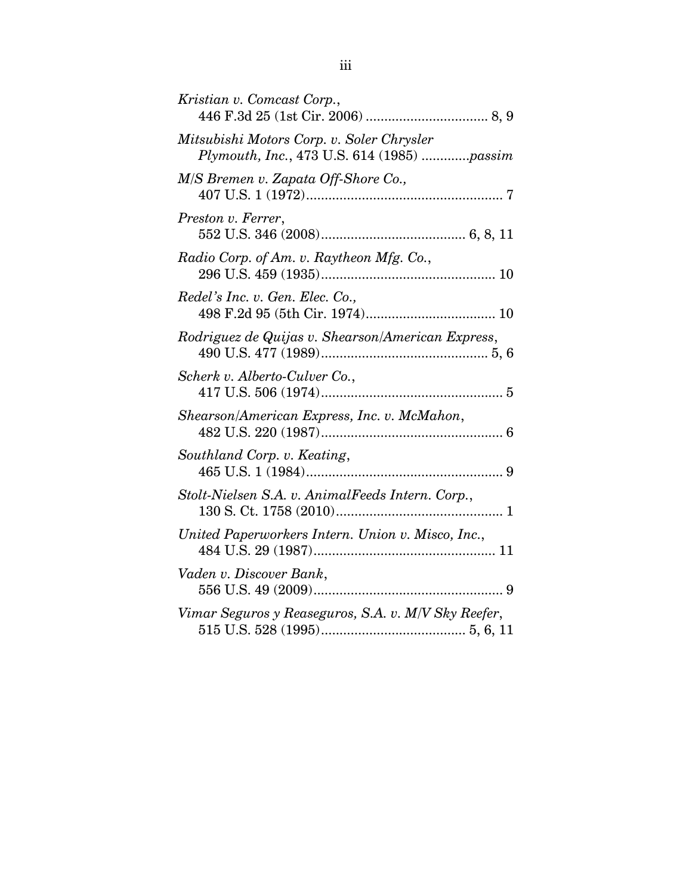*Kristian v. Comcast Corp.*,
446 F.3d 25 (1st Cir. 2006) ................................ 8, 9

*Mitsubishi Motors Corp. v. Soler Chrysler Plymouth, Inc.*, 473 U.S. 614 (1985) ............*passim*

*M/S Bremen v. Zapata Off-Shore Co.,*
407 U.S. 1 (1972)..................................................... 7

*Preston v. Ferrer*,
552 U.S. 346 (2008)...................................... 6, 8, 11

*Radio Corp. of Am. v. Raytheon Mfg. Co.*,
296 U.S. 459 (1935)............................................... 10

*Redel's Inc. v. Gen. Elec. Co.,*
498 F.2d 95 (5th Cir. 1974)................................... 10

*Rodriguez de Quijas v. Shearson/American Express*,
490 U.S. 477 (1989)............................................. 5, 6

*Scherk v. Alberto-Culver Co.*,
417 U.S. 506 (1974)................................................. 5

*Shearson/American Express, Inc. v. McMahon*,
482 U.S. 220 (1987)................................................. 6

*Southland Corp. v. Keating*,
465 U.S. 1 (1984)..................................................... 9

*Stolt-Nielsen S.A. v. AnimalFeeds Intern. Corp.*,
130 S. Ct. 1758 (2010)............................................. 1

*United Paperworkers Intern. Union v. Misco, Inc.*,
484 U.S. 29 (1987)................................................. 11

*Vaden v. Discover Bank*,
556 U.S. 49 (2009)................................................... 9

*Vimar Seguros y Reaseguros, S.A. v. M/V Sky Reefer*,
515 U.S. 528 (1995)...................................... 5, 6, 11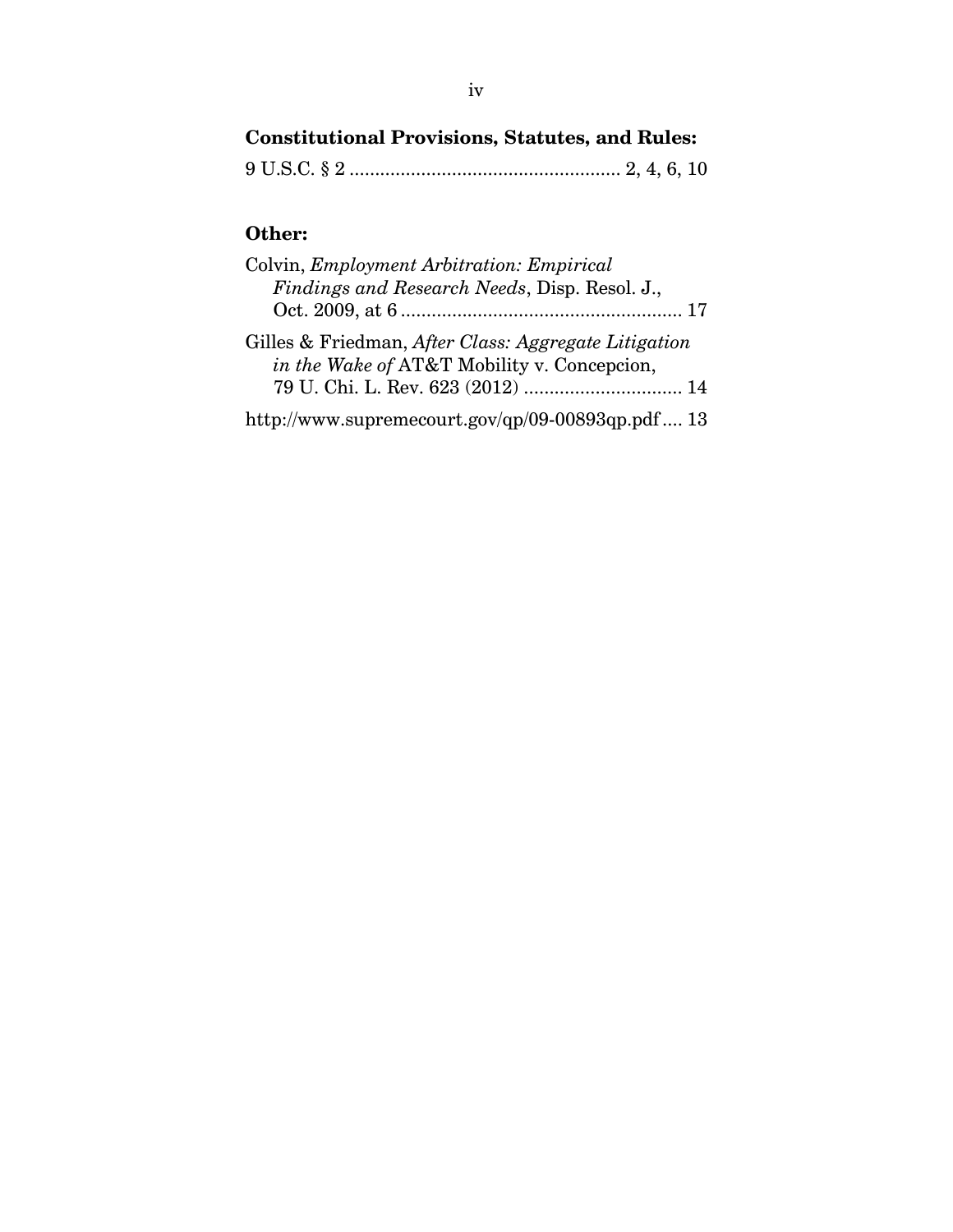**Constitutional Provisions, Statutes, and Rules:**

9 U.S.C. § 2 .................................................... 2, 4, 6, 10

**Other:**

Colvin, *Employment Arbitration: Empirical Findings and Research Needs*, Disp. Resol. J., Oct. 2009, at 6 ....................................................... 17

Gilles & Friedman, *After Class: Aggregate Litigation in the Wake of* AT&T Mobility v. Concepcion, 79 U. Chi. L. Rev. 623 (2012) ............................... 14

http://www.supremecourt.gov/qp/09-00893qp.pdf .... 13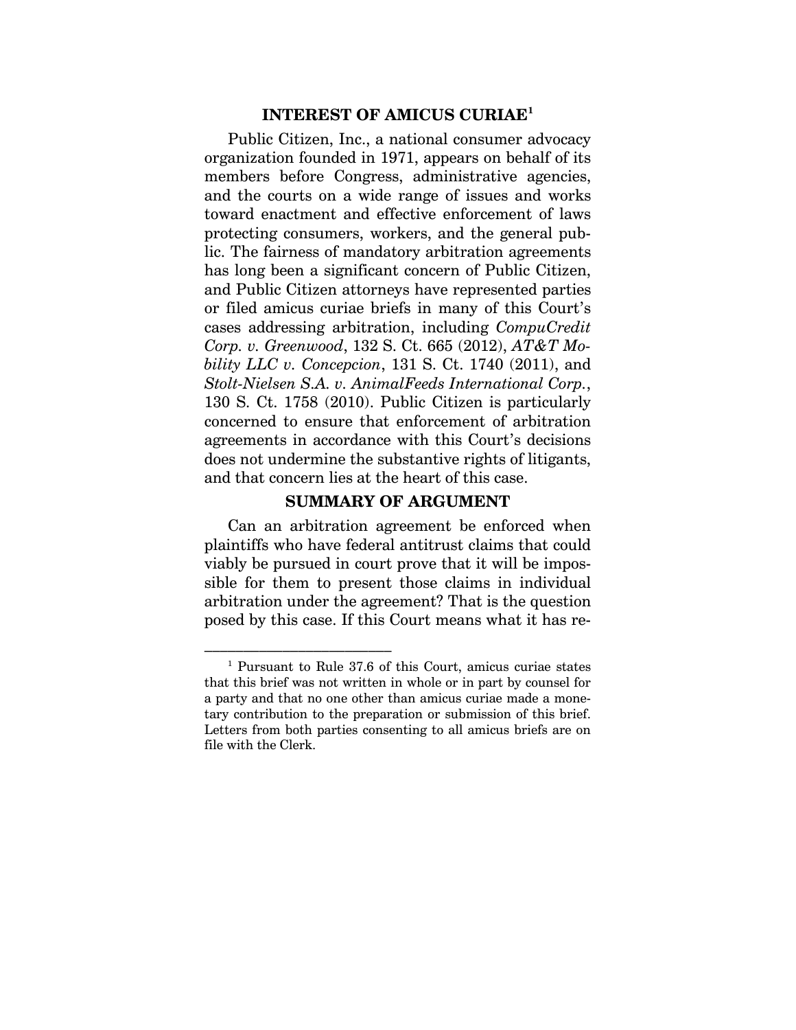## INTEREST OF AMICUS CURIAE[1]

Public Citizen, Inc., a national consumer advocacy organization founded in 1971, appears on behalf of its members before Congress, administrative agencies, and the courts on a wide range of issues and works toward enactment and effective enforcement of laws protecting consumers, workers, and the general public. The fairness of mandatory arbitration agreements has long been a significant concern of Public Citizen, and Public Citizen attorneys have represented parties or filed amicus curiae briefs in many of this Court's cases addressing arbitration, including *CompuCredit Corp. v. Greenwood*, 132 S. Ct. 665 (2012), *AT&T Mobility LLC v. Concepcion*, 131 S. Ct. 1740 (2011), and *Stolt-Nielsen S.A. v. AnimalFeeds International Corp.*, 130 S. Ct. 1758 (2010). Public Citizen is particularly concerned to ensure that enforcement of arbitration agreements in accordance with this Court's decisions does not undermine the substantive rights of litigants, and that concern lies at the heart of this case.

## SUMMARY OF ARGUMENT

Can an arbitration agreement be enforced when plaintiffs who have federal antitrust claims that could viably be pursued in court prove that it will be impossible for them to present those claims in individual arbitration under the agreement? That is the question posed by this case. If this Court means what it has re-

---

[1] Pursuant to Rule 37.6 of this Court, amicus curiae states that this brief was not written in whole or in part by counsel for a party and that no one other than amicus curiae made a monetary contribution to the preparation or submission of this brief. Letters from both parties consenting to all amicus briefs are on file with the Clerk.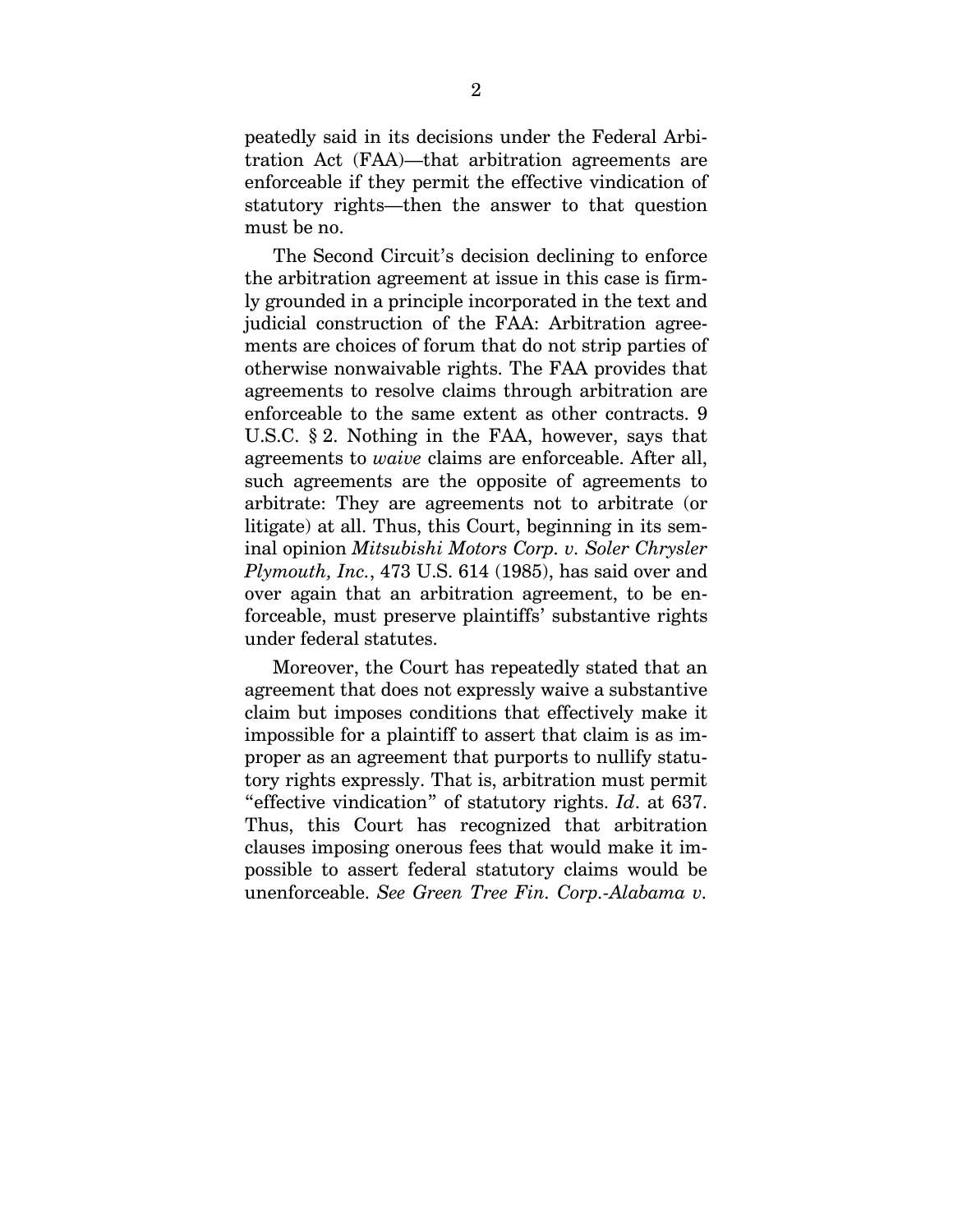peatedly said in its decisions under the Federal Arbitration Act (FAA)—that arbitration agreements are enforceable if they permit the effective vindication of statutory rights—then the answer to that question must be no.

The Second Circuit's decision declining to enforce the arbitration agreement at issue in this case is firmly grounded in a principle incorporated in the text and judicial construction of the FAA: Arbitration agreements are choices of forum that do not strip parties of otherwise nonwaivable rights. The FAA provides that agreements to resolve claims through arbitration are enforceable to the same extent as other contracts. 9 U.S.C. § 2. Nothing in the FAA, however, says that agreements to *waive* claims are enforceable. After all, such agreements are the opposite of agreements to arbitrate: They are agreements not to arbitrate (or litigate) at all. Thus, this Court, beginning in its seminal opinion *Mitsubishi Motors Corp. v. Soler Chrysler Plymouth, Inc.*, 473 U.S. 614 (1985), has said over and over again that an arbitration agreement, to be enforceable, must preserve plaintiffs' substantive rights under federal statutes.

Moreover, the Court has repeatedly stated that an agreement that does not expressly waive a substantive claim but imposes conditions that effectively make it impossible for a plaintiff to assert that claim is as improper as an agreement that purports to nullify statutory rights expressly. That is, arbitration must permit "effective vindication" of statutory rights. *Id*. at 637. Thus, this Court has recognized that arbitration clauses imposing onerous fees that would make it impossible to assert federal statutory claims would be unenforceable. *See Green Tree Fin. Corp.-Alabama v.*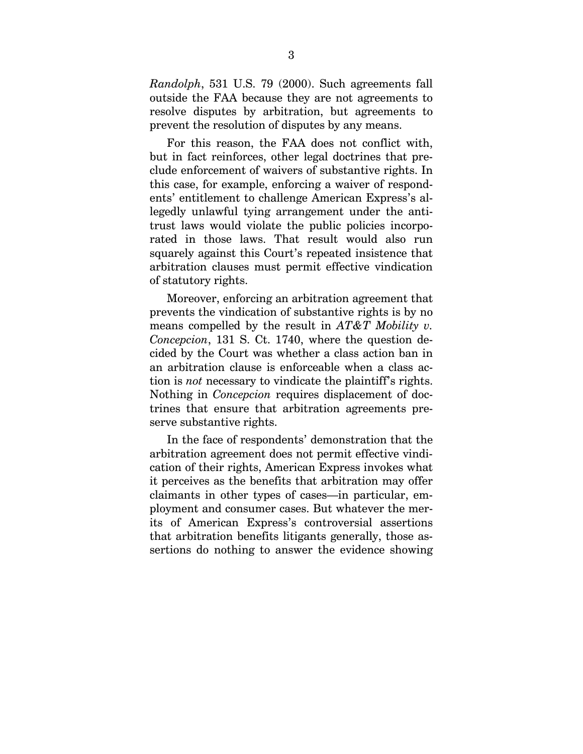*Randolph*, 531 U.S. 79 (2000). Such agreements fall outside the FAA because they are not agreements to resolve disputes by arbitration, but agreements to prevent the resolution of disputes by any means.

For this reason, the FAA does not conflict with, but in fact reinforces, other legal doctrines that preclude enforcement of waivers of substantive rights. In this case, for example, enforcing a waiver of respondents' entitlement to challenge American Express's allegedly unlawful tying arrangement under the antitrust laws would violate the public policies incorporated in those laws. That result would also run squarely against this Court's repeated insistence that arbitration clauses must permit effective vindication of statutory rights.

Moreover, enforcing an arbitration agreement that prevents the vindication of substantive rights is by no means compelled by the result in *AT&T Mobility v. Concepcion*, 131 S. Ct. 1740, where the question decided by the Court was whether a class action ban in an arbitration clause is enforceable when a class action is *not* necessary to vindicate the plaintiff's rights. Nothing in *Concepcion* requires displacement of doctrines that ensure that arbitration agreements preserve substantive rights.

In the face of respondents' demonstration that the arbitration agreement does not permit effective vindication of their rights, American Express invokes what it perceives as the benefits that arbitration may offer claimants in other types of cases—in particular, employment and consumer cases. But whatever the merits of American Express's controversial assertions that arbitration benefits litigants generally, those assertions do nothing to answer the evidence showing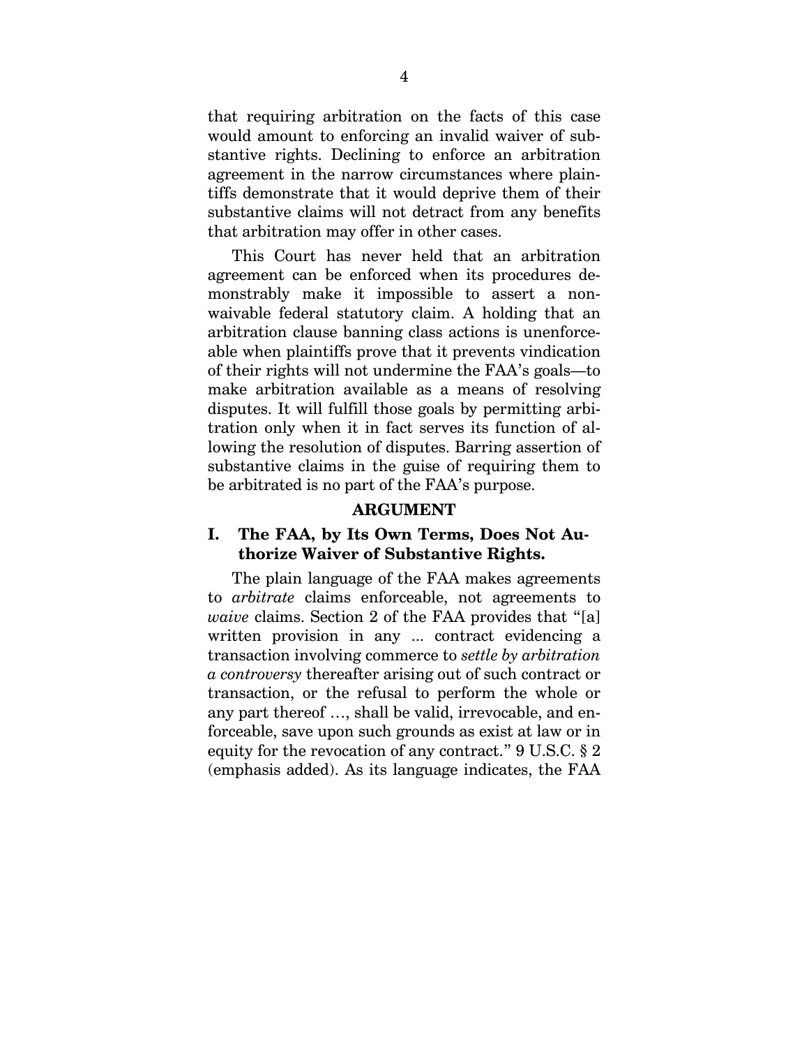that requiring arbitration on the facts of this case would amount to enforcing an invalid waiver of substantive rights. Declining to enforce an arbitration agreement in the narrow circumstances where plaintiffs demonstrate that it would deprive them of their substantive claims will not detract from any benefits that arbitration may offer in other cases.

This Court has never held that an arbitration agreement can be enforced when its procedures demonstrably make it impossible to assert a non-waivable federal statutory claim. A holding that an arbitration clause banning class actions is unenforceable when plaintiffs prove that it prevents vindication of their rights will not undermine the FAA's goals—to make arbitration available as a means of resolving disputes. It will fulfill those goals by permitting arbitration only when it in fact serves its function of allowing the resolution of disputes. Barring assertion of substantive claims in the guise of requiring them to be arbitrated is no part of the FAA's purpose.

## ARGUMENT

### I. The FAA, by Its Own Terms, Does Not Authorize Waiver of Substantive Rights.

The plain language of the FAA makes agreements to *arbitrate* claims enforceable, not agreements to *waive* claims. Section 2 of the FAA provides that "[a] written provision in any ... contract evidencing a transaction involving commerce to *settle by arbitration a controversy* thereafter arising out of such contract or transaction, or the refusal to perform the whole or any part thereof …, shall be valid, irrevocable, and enforceable, save upon such grounds as exist at law or in equity for the revocation of any contract." 9 U.S.C. § 2 (emphasis added). As its language indicates, the FAA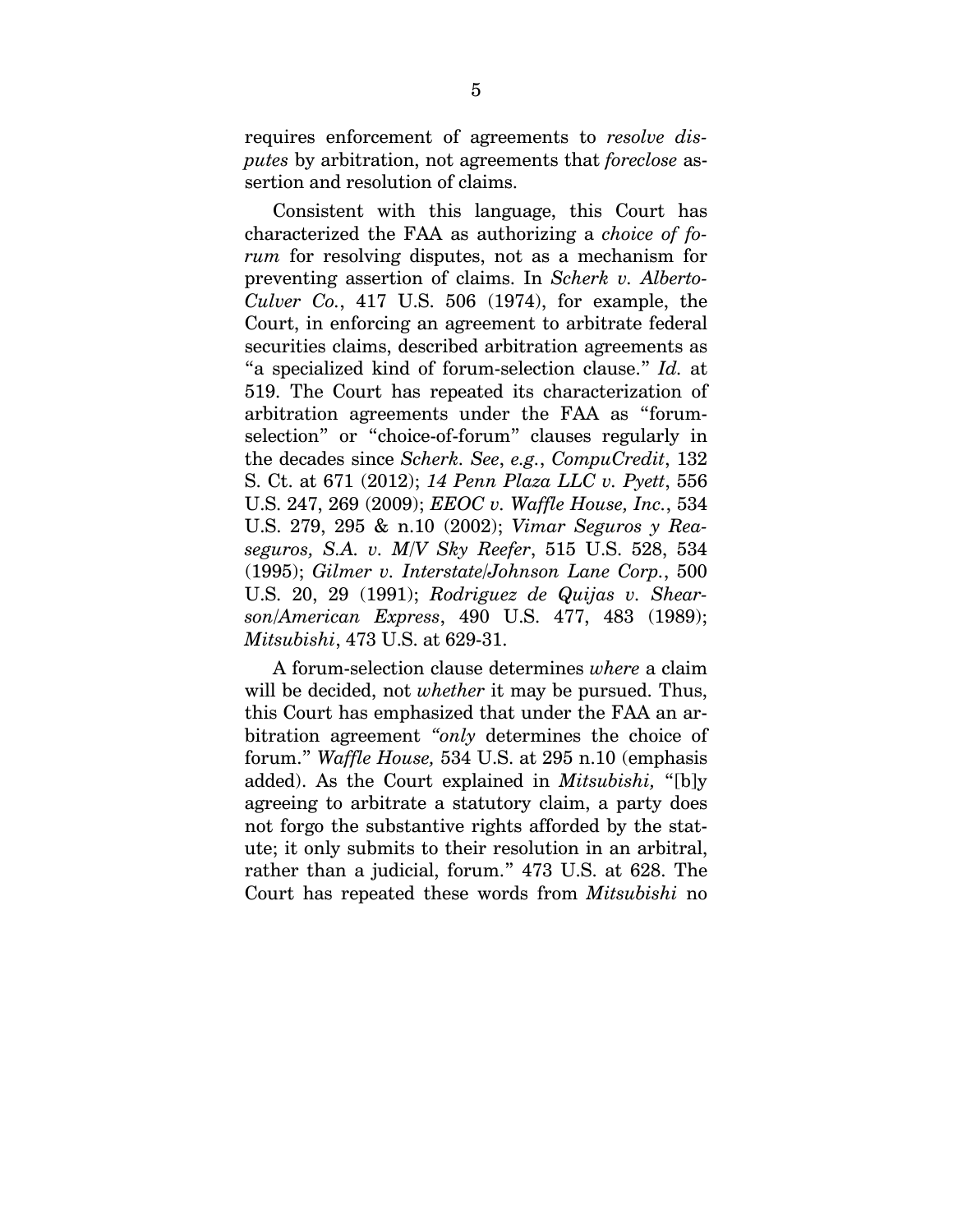requires enforcement of agreements to *resolve disputes* by arbitration, not agreements that *foreclose* assertion and resolution of claims.

Consistent with this language, this Court has characterized the FAA as authorizing a *choice of forum* for resolving disputes, not as a mechanism for preventing assertion of claims. In *Scherk v. Alberto-Culver Co.*, 417 U.S. 506 (1974), for example, the Court, in enforcing an agreement to arbitrate federal securities claims, described arbitration agreements as "a specialized kind of forum-selection clause." *Id.* at 519. The Court has repeated its characterization of arbitration agreements under the FAA as "forum-selection" or "choice-of-forum" clauses regularly in the decades since *Scherk*. *See*, *e.g.*, *CompuCredit*, 132 S. Ct. at 671 (2012); *14 Penn Plaza LLC v. Pyett*, 556 U.S. 247, 269 (2009); *EEOC v. Waffle House, Inc.*, 534 U.S. 279, 295 & n.10 (2002); *Vimar Seguros y Reaseguros, S.A. v. M/V Sky Reefer*, 515 U.S. 528, 534 (1995); *Gilmer v. Interstate/Johnson Lane Corp.*, 500 U.S. 20, 29 (1991); *Rodriguez de Quijas v. Shearson/American Express*, 490 U.S. 477, 483 (1989); *Mitsubishi*, 473 U.S. at 629-31.

A forum-selection clause determines *where* a claim will be decided, not *whether* it may be pursued. Thus, this Court has emphasized that under the FAA an arbitration agreement *"only* determines the choice of forum." *Waffle House,* 534 U.S. at 295 n.10 (emphasis added). As the Court explained in *Mitsubishi,* "[b]y agreeing to arbitrate a statutory claim, a party does not forgo the substantive rights afforded by the statute; it only submits to their resolution in an arbitral, rather than a judicial, forum." 473 U.S. at 628. The Court has repeated these words from *Mitsubishi* no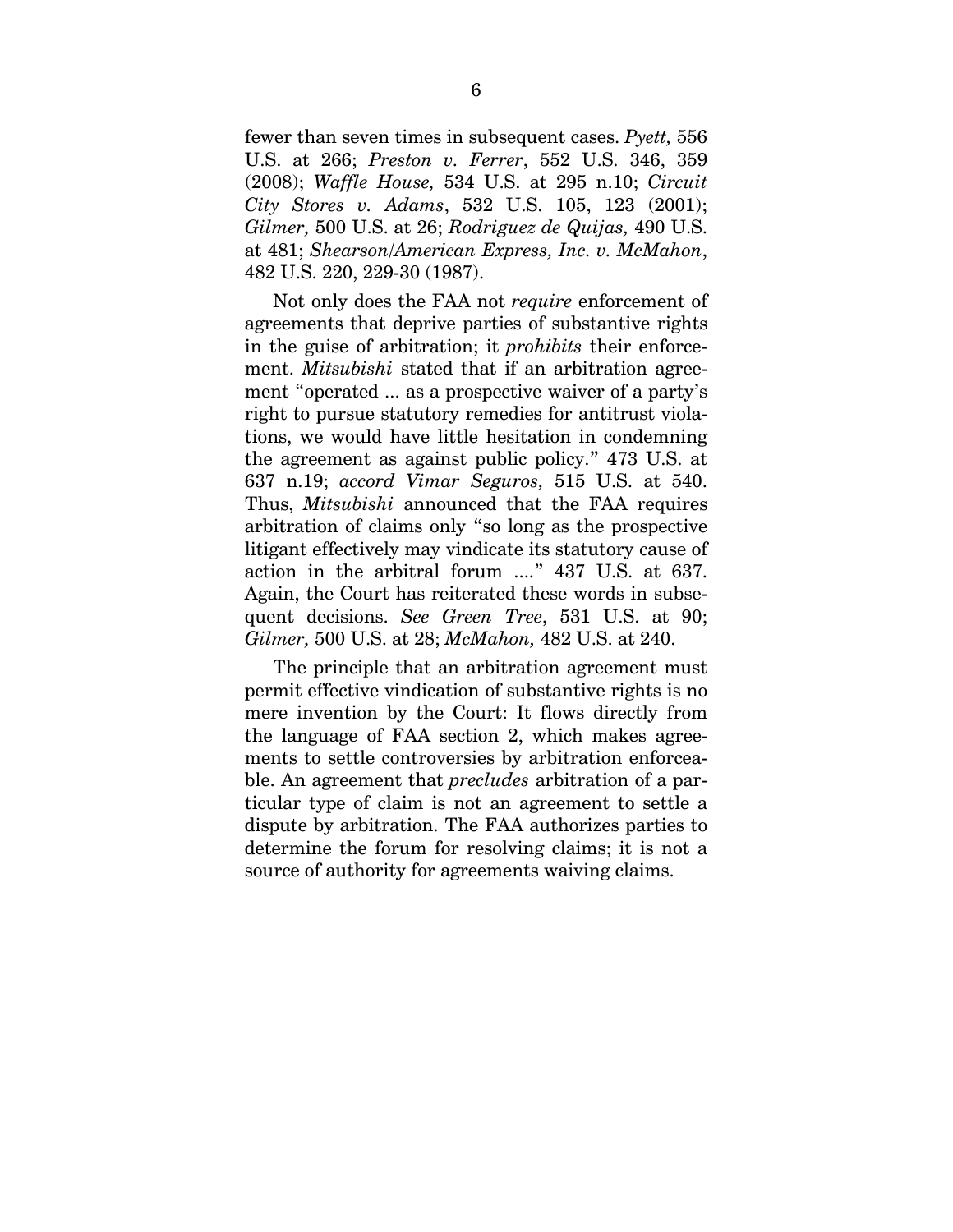fewer than seven times in subsequent cases. *Pyett,* 556 U.S. at 266; *Preston v. Ferrer*, 552 U.S. 346, 359 (2008); *Waffle House,* 534 U.S. at 295 n.10; *Circuit City Stores v. Adams*, 532 U.S. 105, 123 (2001); *Gilmer,* 500 U.S. at 26; *Rodriguez de Quijas,* 490 U.S. at 481; *Shearson/American Express, Inc. v. McMahon*, 482 U.S. 220, 229-30 (1987).

Not only does the FAA not *require* enforcement of agreements that deprive parties of substantive rights in the guise of arbitration; it *prohibits* their enforcement. *Mitsubishi* stated that if an arbitration agreement "operated ... as a prospective waiver of a party's right to pursue statutory remedies for antitrust violations, we would have little hesitation in condemning the agreement as against public policy." 473 U.S. at 637 n.19; *accord Vimar Seguros,* 515 U.S. at 540. Thus, *Mitsubishi* announced that the FAA requires arbitration of claims only "so long as the prospective litigant effectively may vindicate its statutory cause of action in the arbitral forum ...." 437 U.S. at 637. Again, the Court has reiterated these words in subsequent decisions. *See Green Tree*, 531 U.S. at 90; *Gilmer,* 500 U.S. at 28; *McMahon,* 482 U.S. at 240.

The principle that an arbitration agreement must permit effective vindication of substantive rights is no mere invention by the Court: It flows directly from the language of FAA section 2, which makes agreements to settle controversies by arbitration enforceable. An agreement that *precludes* arbitration of a particular type of claim is not an agreement to settle a dispute by arbitration. The FAA authorizes parties to determine the forum for resolving claims; it is not a source of authority for agreements waiving claims.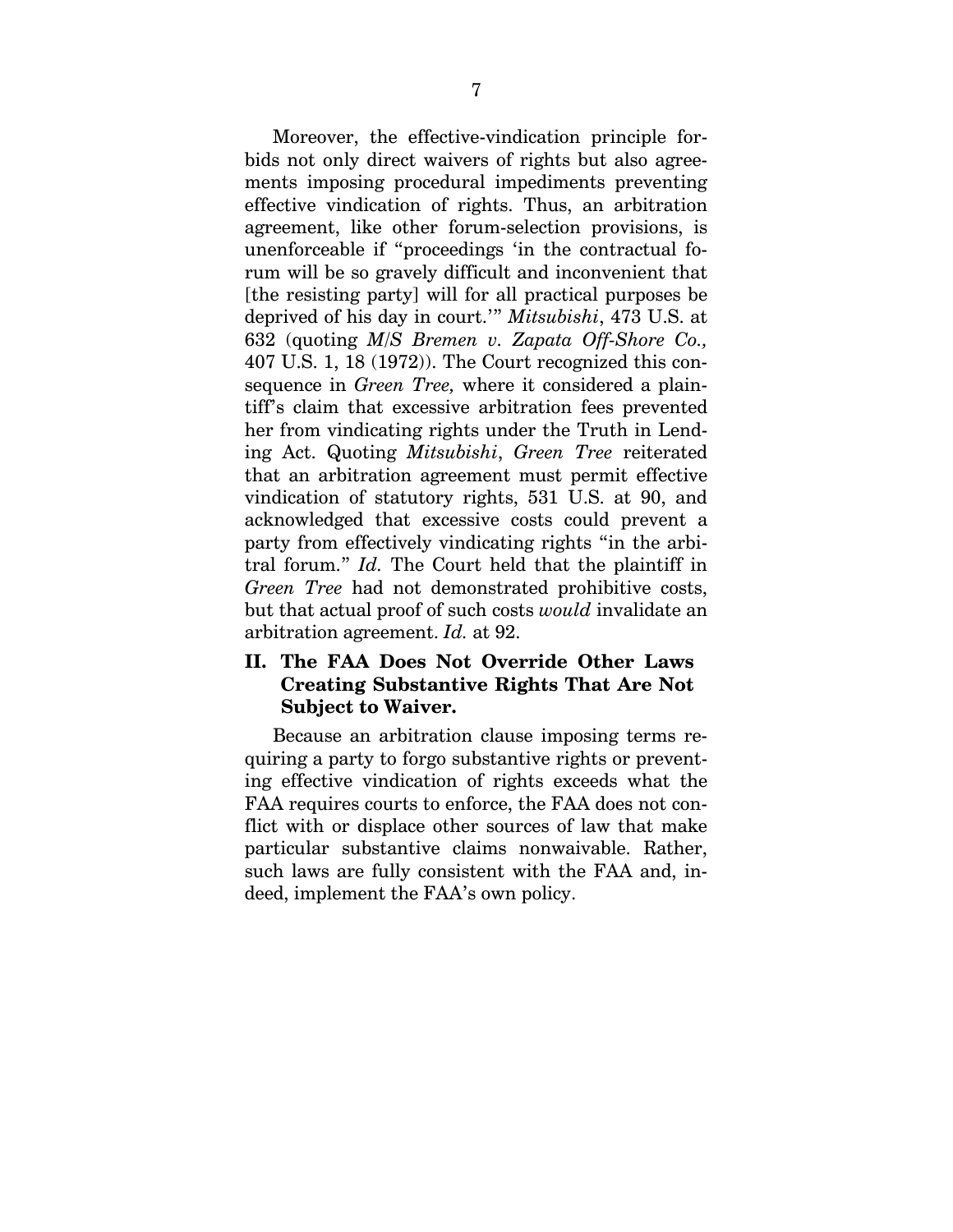Moreover, the effective-vindication principle forbids not only direct waivers of rights but also agreements imposing procedural impediments preventing effective vindication of rights. Thus, an arbitration agreement, like other forum-selection provisions, is unenforceable if "proceedings 'in the contractual forum will be so gravely difficult and inconvenient that [the resisting party] will for all practical purposes be deprived of his day in court.'" *Mitsubishi*, 473 U.S. at 632 (quoting *M/S Bremen v. Zapata Off-Shore Co.,* 407 U.S. 1, 18 (1972)). The Court recognized this consequence in *Green Tree,* where it considered a plaintiff's claim that excessive arbitration fees prevented her from vindicating rights under the Truth in Lending Act. Quoting *Mitsubishi*, *Green Tree* reiterated that an arbitration agreement must permit effective vindication of statutory rights, 531 U.S. at 90, and acknowledged that excessive costs could prevent a party from effectively vindicating rights "in the arbitral forum." *Id.* The Court held that the plaintiff in *Green Tree* had not demonstrated prohibitive costs, but that actual proof of such costs *would* invalidate an arbitration agreement. *Id.* at 92.

## II. The FAA Does Not Override Other Laws Creating Substantive Rights That Are Not Subject to Waiver.

Because an arbitration clause imposing terms requiring a party to forgo substantive rights or preventing effective vindication of rights exceeds what the FAA requires courts to enforce, the FAA does not conflict with or displace other sources of law that make particular substantive claims nonwaivable. Rather, such laws are fully consistent with the FAA and, indeed, implement the FAA's own policy.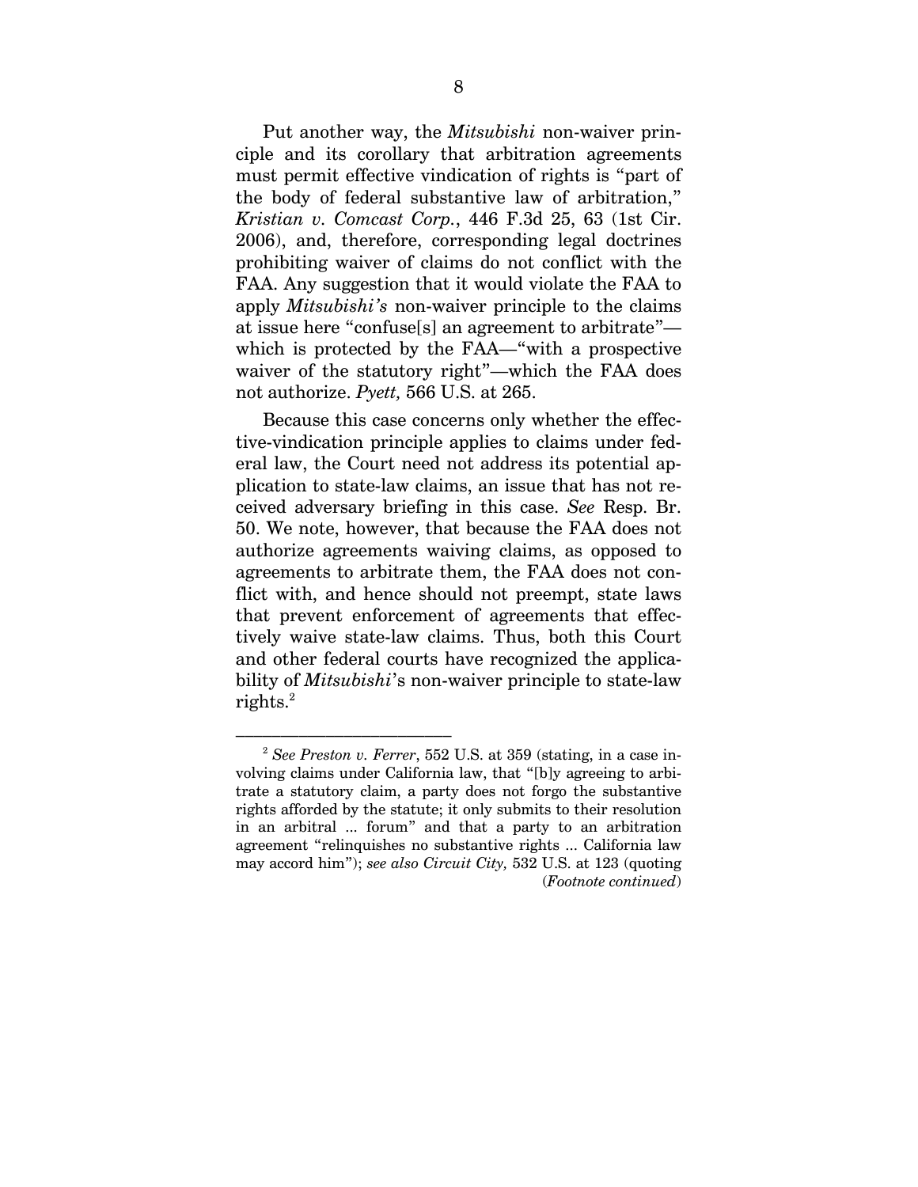Put another way, the *Mitsubishi* non-waiver principle and its corollary that arbitration agreements must permit effective vindication of rights is "part of the body of federal substantive law of arbitration," *Kristian v. Comcast Corp.*, 446 F.3d 25, 63 (1st Cir. 2006), and, therefore, corresponding legal doctrines prohibiting waiver of claims do not conflict with the FAA. Any suggestion that it would violate the FAA to apply *Mitsubishi's* non-waiver principle to the claims at issue here "confuse[s] an agreement to arbitrate"—which is protected by the FAA—"with a prospective waiver of the statutory right"—which the FAA does not authorize. *Pyett,* 566 U.S. at 265.

Because this case concerns only whether the effective-vindication principle applies to claims under federal law, the Court need not address its potential application to state-law claims, an issue that has not received adversary briefing in this case. *See* Resp. Br. 50. We note, however, that because the FAA does not authorize agreements waiving claims, as opposed to agreements to arbitrate them, the FAA does not conflict with, and hence should not preempt, state laws that prevent enforcement of agreements that effectively waive state-law claims. Thus, both this Court and other federal courts have recognized the applicability of *Mitsubishi*'s non-waiver principle to state-law rights.[2]

---

[2] *See Preston v. Ferrer*, 552 U.S. at 359 (stating, in a case involving claims under California law, that "[b]y agreeing to arbitrate a statutory claim, a party does not forgo the substantive rights afforded by the statute; it only submits to their resolution in an arbitral ... forum" and that a party to an arbitration agreement "relinquishes no substantive rights ... California law may accord him"); *see also Circuit City,* 532 U.S. at 123 (quoting (*Footnote continued*)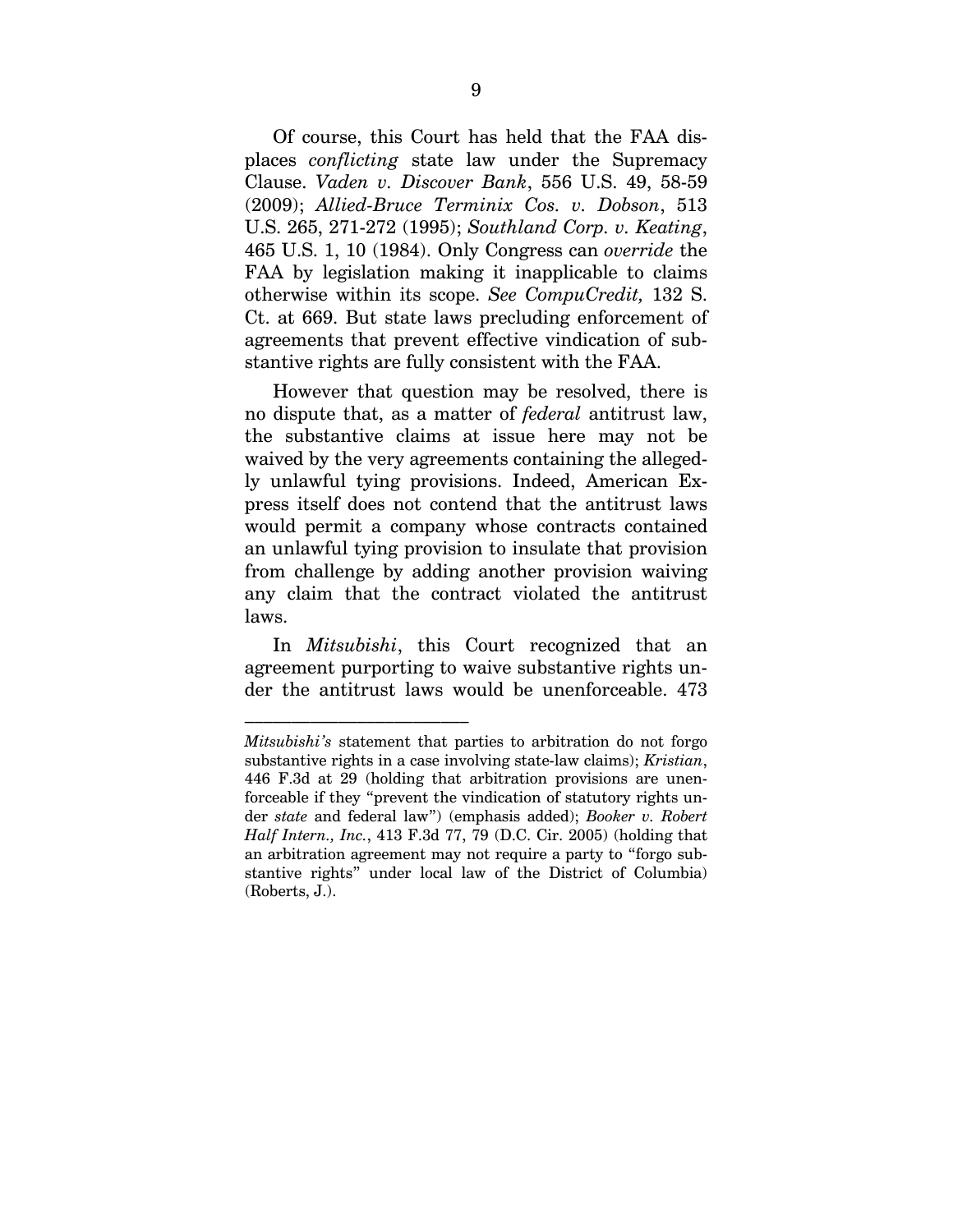Of course, this Court has held that the FAA displaces *conflicting* state law under the Supremacy Clause. *Vaden v. Discover Bank*, 556 U.S. 49, 58-59 (2009); *Allied-Bruce Terminix Cos. v. Dobson*, 513 U.S. 265, 271-272 (1995); *Southland Corp. v. Keating*, 465 U.S. 1, 10 (1984). Only Congress can *override* the FAA by legislation making it inapplicable to claims otherwise within its scope. *See CompuCredit,* 132 S. Ct. at 669. But state laws precluding enforcement of agreements that prevent effective vindication of substantive rights are fully consistent with the FAA.

However that question may be resolved, there is no dispute that, as a matter of *federal* antitrust law, the substantive claims at issue here may not be waived by the very agreements containing the allegedly unlawful tying provisions. Indeed, American Express itself does not contend that the antitrust laws would permit a company whose contracts contained an unlawful tying provision to insulate that provision from challenge by adding another provision waiving any claim that the contract violated the antitrust laws.

In *Mitsubishi*, this Court recognized that an agreement purporting to waive substantive rights under the antitrust laws would be unenforceable. 473

---

*Mitsubishi's* statement that parties to arbitration do not forgo substantive rights in a case involving state-law claims); *Kristian*, 446 F.3d at 29 (holding that arbitration provisions are unenforceable if they "prevent the vindication of statutory rights under *state* and federal law") (emphasis added); *Booker v. Robert Half Intern., Inc.*, 413 F.3d 77, 79 (D.C. Cir. 2005) (holding that an arbitration agreement may not require a party to "forgo substantive rights" under local law of the District of Columbia) (Roberts, J.).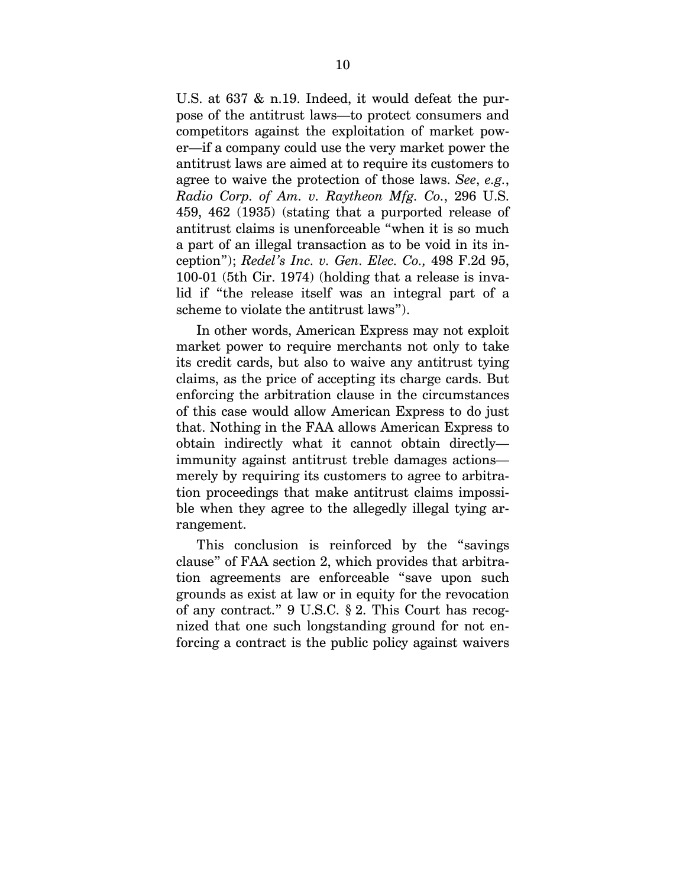U.S. at 637 & n.19. Indeed, it would defeat the purpose of the antitrust laws—to protect consumers and competitors against the exploitation of market power—if a company could use the very market power the antitrust laws are aimed at to require its customers to agree to waive the protection of those laws. *See*, *e.g.*, *Radio Corp. of Am. v. Raytheon Mfg. Co.*, 296 U.S. 459, 462 (1935) (stating that a purported release of antitrust claims is unenforceable "when it is so much a part of an illegal transaction as to be void in its inception"); *Redel's Inc. v. Gen. Elec. Co.,* 498 F.2d 95, 100-01 (5th Cir. 1974) (holding that a release is invalid if "the release itself was an integral part of a scheme to violate the antitrust laws").

In other words, American Express may not exploit market power to require merchants not only to take its credit cards, but also to waive any antitrust tying claims, as the price of accepting its charge cards. But enforcing the arbitration clause in the circumstances of this case would allow American Express to do just that. Nothing in the FAA allows American Express to obtain indirectly what it cannot obtain directly—immunity against antitrust treble damages actions—merely by requiring its customers to agree to arbitration proceedings that make antitrust claims impossible when they agree to the allegedly illegal tying arrangement.

This conclusion is reinforced by the "savings clause" of FAA section 2, which provides that arbitration agreements are enforceable "save upon such grounds as exist at law or in equity for the revocation of any contract." 9 U.S.C. § 2. This Court has recognized that one such longstanding ground for not enforcing a contract is the public policy against waivers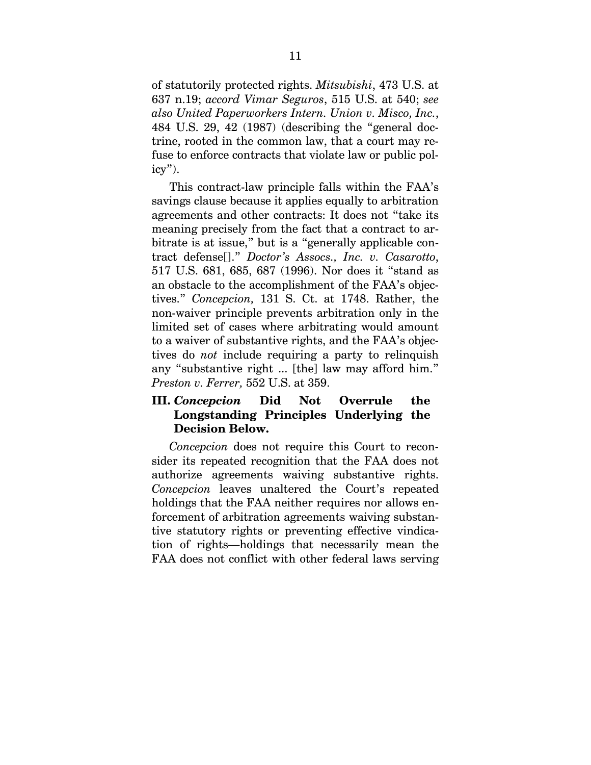of statutorily protected rights. *Mitsubishi*, 473 U.S. at 637 n.19; *accord Vimar Seguros*, 515 U.S. at 540; *see also United Paperworkers Intern. Union v. Misco, Inc.*, 484 U.S. 29, 42 (1987) (describing the "general doctrine, rooted in the common law, that a court may refuse to enforce contracts that violate law or public policy").

This contract-law principle falls within the FAA's savings clause because it applies equally to arbitration agreements and other contracts: It does not "take its meaning precisely from the fact that a contract to arbitrate is at issue," but is a "generally applicable contract defense[]." *Doctor's Assocs., Inc. v. Casarotto*, 517 U.S. 681, 685, 687 (1996). Nor does it "stand as an obstacle to the accomplishment of the FAA's objectives." *Concepcion,* 131 S. Ct. at 1748. Rather, the non-waiver principle prevents arbitration only in the limited set of cases where arbitrating would amount to a waiver of substantive rights, and the FAA's objectives do *not* include requiring a party to relinquish any "substantive right ... [the] law may afford him." *Preston v. Ferrer,* 552 U.S. at 359.

## III. *Concepcion* Did Not Overrule the Longstanding Principles Underlying the Decision Below.

*Concepcion* does not require this Court to reconsider its repeated recognition that the FAA does not authorize agreements waiving substantive rights. *Concepcion* leaves unaltered the Court's repeated holdings that the FAA neither requires nor allows enforcement of arbitration agreements waiving substantive statutory rights or preventing effective vindication of rights—holdings that necessarily mean the FAA does not conflict with other federal laws serving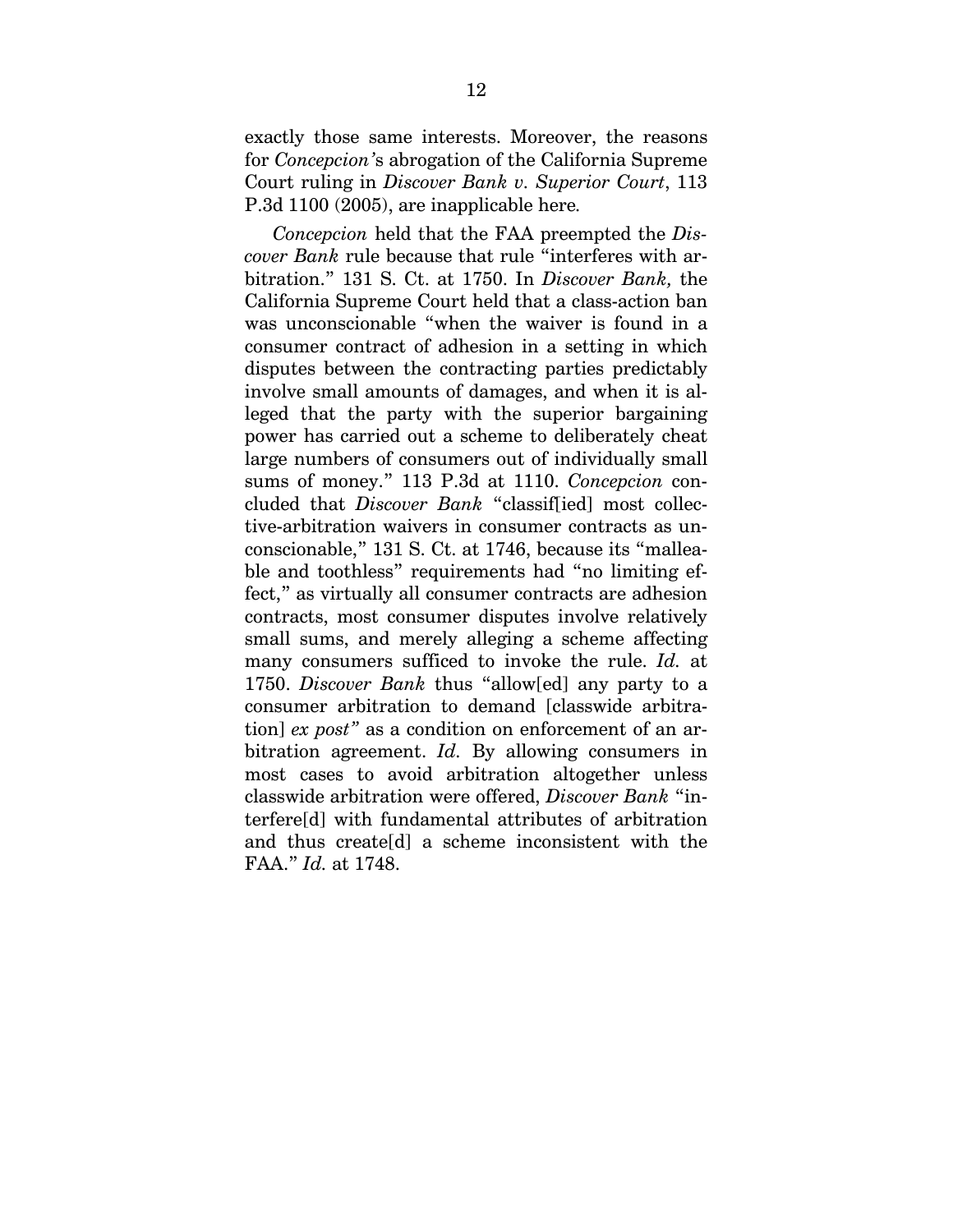exactly those same interests. Moreover, the reasons for *Concepcion'*s abrogation of the California Supreme Court ruling in *Discover Bank v. Superior Court*, 113 P.3d 1100 (2005), are inapplicable here.

*Concepcion* held that the FAA preempted the *Discover Bank* rule because that rule "interferes with arbitration." 131 S. Ct. at 1750. In *Discover Bank,* the California Supreme Court held that a class-action ban was unconscionable "when the waiver is found in a consumer contract of adhesion in a setting in which disputes between the contracting parties predictably involve small amounts of damages, and when it is alleged that the party with the superior bargaining power has carried out a scheme to deliberately cheat large numbers of consumers out of individually small sums of money." 113 P.3d at 1110. *Concepcion* concluded that *Discover Bank* "classif[ied] most collective-arbitration waivers in consumer contracts as unconscionable," 131 S. Ct. at 1746, because its "malleable and toothless" requirements had "no limiting effect," as virtually all consumer contracts are adhesion contracts, most consumer disputes involve relatively small sums, and merely alleging a scheme affecting many consumers sufficed to invoke the rule. *Id.* at 1750. *Discover Bank* thus "allow[ed] any party to a consumer arbitration to demand [classwide arbitration] *ex post"* as a condition on enforcement of an arbitration agreement. *Id.* By allowing consumers in most cases to avoid arbitration altogether unless classwide arbitration were offered, *Discover Bank* "interfere[d] with fundamental attributes of arbitration and thus create[d] a scheme inconsistent with the FAA." *Id.* at 1748.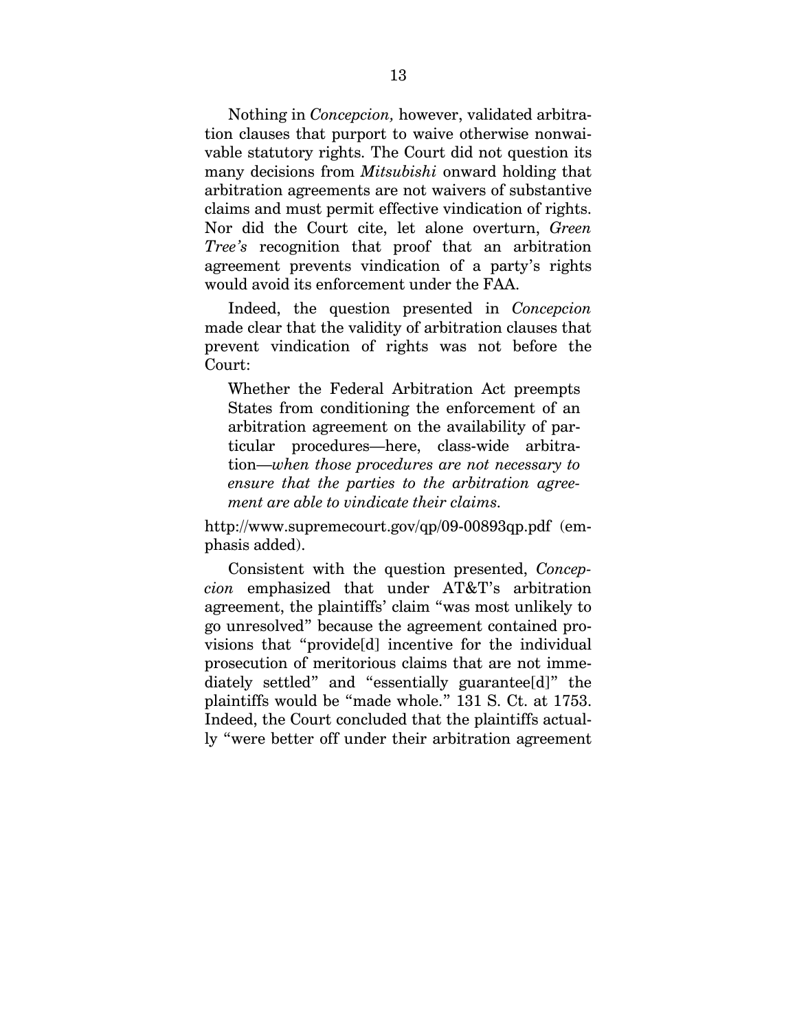Nothing in *Concepcion,* however, validated arbitration clauses that purport to waive otherwise nonwaivable statutory rights. The Court did not question its many decisions from *Mitsubishi* onward holding that arbitration agreements are not waivers of substantive claims and must permit effective vindication of rights. Nor did the Court cite, let alone overturn, *Green Tree's* recognition that proof that an arbitration agreement prevents vindication of a party's rights would avoid its enforcement under the FAA.

Indeed, the question presented in *Concepcion* made clear that the validity of arbitration clauses that prevent vindication of rights was not before the Court:

> Whether the Federal Arbitration Act preempts States from conditioning the enforcement of an arbitration agreement on the availability of particular procedures—here, class-wide arbitration—*when those procedures are not necessary to ensure that the parties to the arbitration agreement are able to vindicate their claims.*

http://www.supremecourt.gov/qp/09-00893qp.pdf (emphasis added).

Consistent with the question presented, *Concepcion* emphasized that under AT&T's arbitration agreement, the plaintiffs' claim "was most unlikely to go unresolved" because the agreement contained provisions that "provide[d] incentive for the individual prosecution of meritorious claims that are not immediately settled" and "essentially guarantee[d]" the plaintiffs would be "made whole." 131 S. Ct. at 1753. Indeed, the Court concluded that the plaintiffs actually "were better off under their arbitration agreement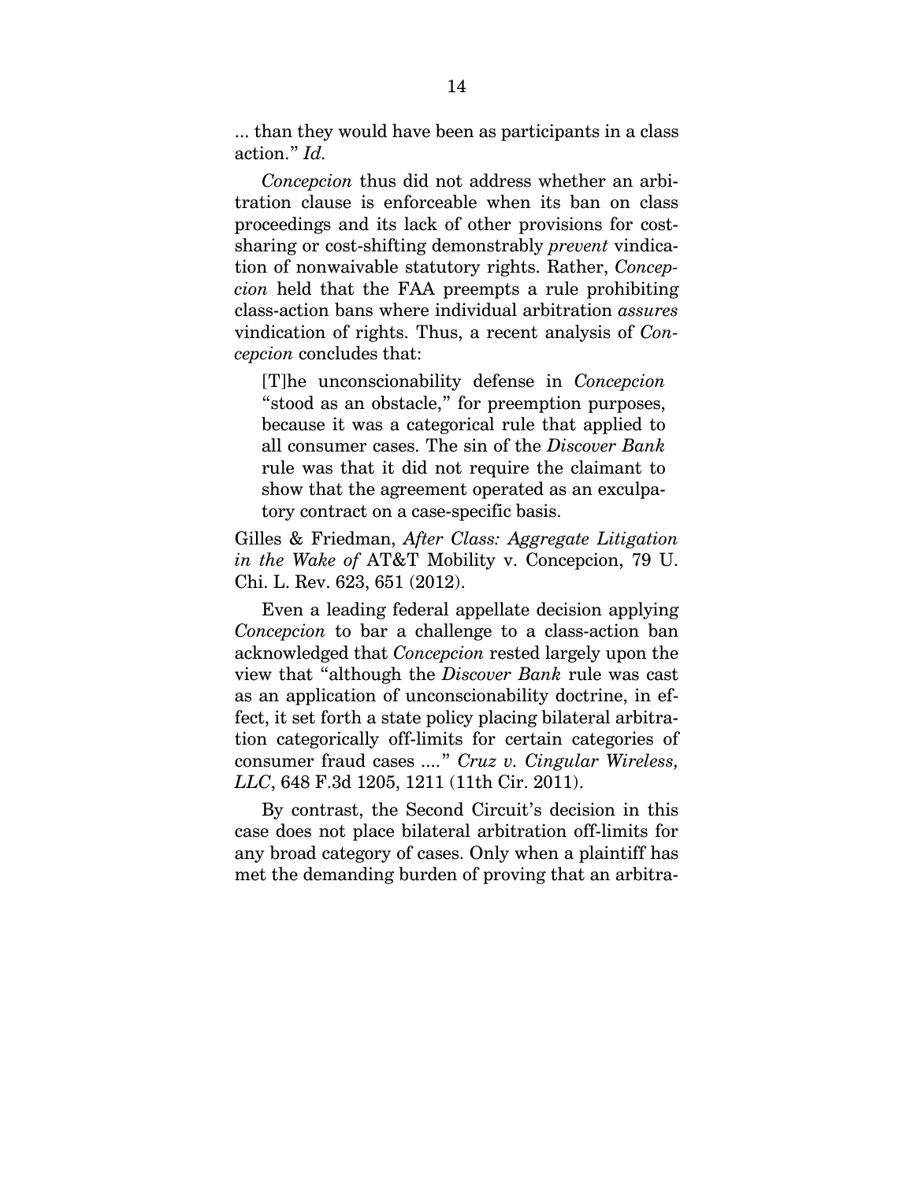... than they would have been as participants in a class action." *Id.*

*Concepcion* thus did not address whether an arbitration clause is enforceable when its ban on class proceedings and its lack of other provisions for cost-sharing or cost-shifting demonstrably *prevent* vindication of nonwaivable statutory rights. Rather, *Concepcion* held that the FAA preempts a rule prohibiting class-action bans where individual arbitration *assures* vindication of rights. Thus, a recent analysis of *Concepcion* concludes that:

> [T]he unconscionability defense in *Concepcion* "stood as an obstacle," for preemption purposes, because it was a categorical rule that applied to all consumer cases. The sin of the *Discover Bank* rule was that it did not require the claimant to show that the agreement operated as an exculpatory contract on a case-specific basis.

Gilles & Friedman, *After Class: Aggregate Litigation in the Wake of* AT&T Mobility v. Concepcion, 79 U. Chi. L. Rev. 623, 651 (2012).

Even a leading federal appellate decision applying *Concepcion* to bar a challenge to a class-action ban acknowledged that *Concepcion* rested largely upon the view that "although the *Discover Bank* rule was cast as an application of unconscionability doctrine, in effect, it set forth a state policy placing bilateral arbitration categorically off-limits for certain categories of consumer fraud cases ...." *Cruz v. Cingular Wireless, LLC*, 648 F.3d 1205, 1211 (11th Cir. 2011).

By contrast, the Second Circuit's decision in this case does not place bilateral arbitration off-limits for any broad category of cases. Only when a plaintiff has met the demanding burden of proving that an arbitra-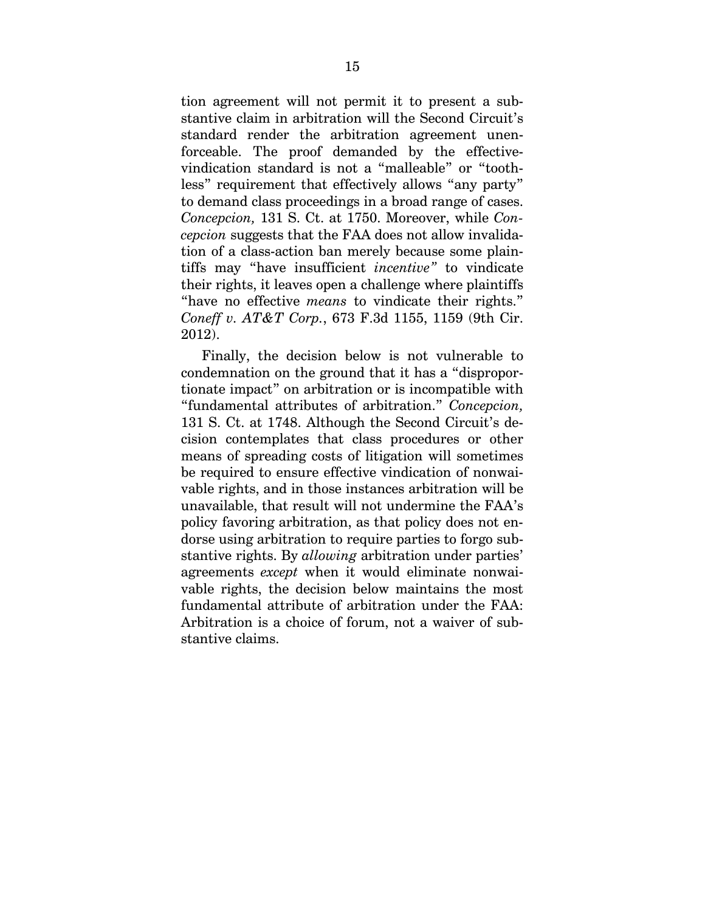tion agreement will not permit it to present a substantive claim in arbitration will the Second Circuit's standard render the arbitration agreement unenforceable. The proof demanded by the effective-vindication standard is not a "malleable" or "toothless" requirement that effectively allows "any party" to demand class proceedings in a broad range of cases. *Concepcion,* 131 S. Ct. at 1750. Moreover, while *Concepcion* suggests that the FAA does not allow invalidation of a class-action ban merely because some plaintiffs may "have insufficient *incentive"* to vindicate their rights, it leaves open a challenge where plaintiffs "have no effective *means* to vindicate their rights." *Coneff v. AT&T Corp.*, 673 F.3d 1155, 1159 (9th Cir. 2012).

Finally, the decision below is not vulnerable to condemnation on the ground that it has a "disproportionate impact" on arbitration or is incompatible with "fundamental attributes of arbitration." *Concepcion,* 131 S. Ct. at 1748. Although the Second Circuit's decision contemplates that class procedures or other means of spreading costs of litigation will sometimes be required to ensure effective vindication of nonwaivable rights, and in those instances arbitration will be unavailable, that result will not undermine the FAA's policy favoring arbitration, as that policy does not endorse using arbitration to require parties to forgo substantive rights. By *allowing* arbitration under parties' agreements *except* when it would eliminate nonwaivable rights, the decision below maintains the most fundamental attribute of arbitration under the FAA: Arbitration is a choice of forum, not a waiver of substantive claims.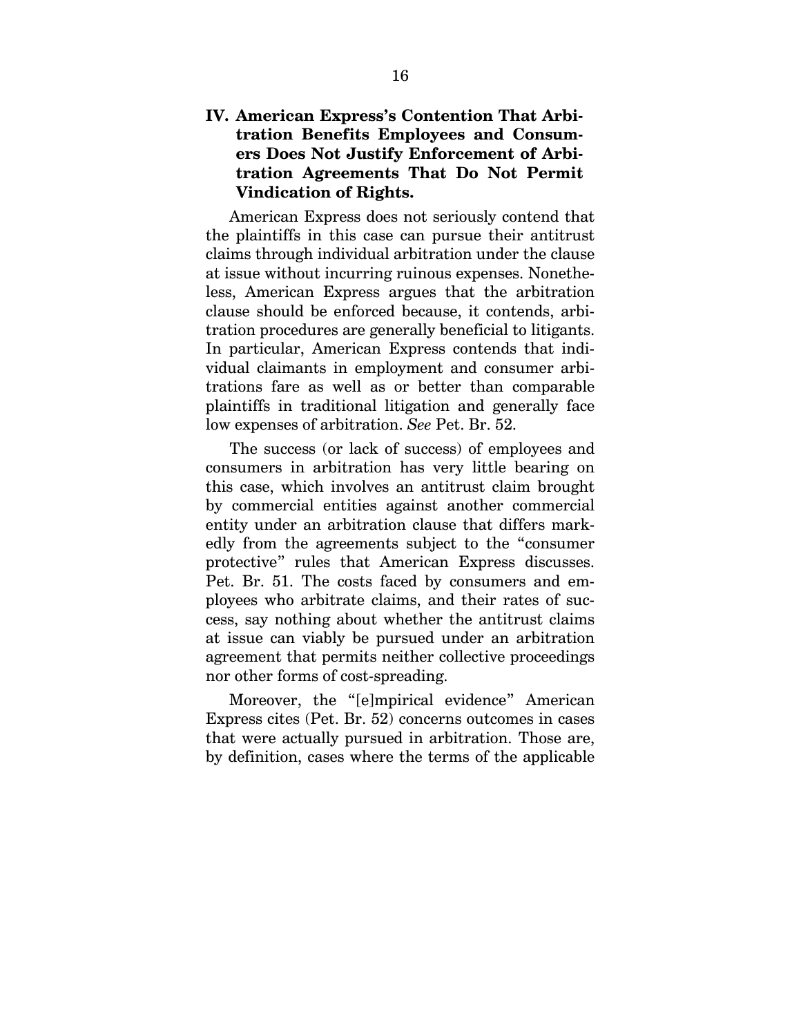## IV. American Express's Contention That Arbitration Benefits Employees and Consumers Does Not Justify Enforcement of Arbitration Agreements That Do Not Permit Vindication of Rights.

American Express does not seriously contend that the plaintiffs in this case can pursue their antitrust claims through individual arbitration under the clause at issue without incurring ruinous expenses. Nonetheless, American Express argues that the arbitration clause should be enforced because, it contends, arbitration procedures are generally beneficial to litigants. In particular, American Express contends that individual claimants in employment and consumer arbitrations fare as well as or better than comparable plaintiffs in traditional litigation and generally face low expenses of arbitration. *See* Pet. Br. 52.

The success (or lack of success) of employees and consumers in arbitration has very little bearing on this case, which involves an antitrust claim brought by commercial entities against another commercial entity under an arbitration clause that differs markedly from the agreements subject to the "consumer protective" rules that American Express discusses. Pet. Br. 51. The costs faced by consumers and employees who arbitrate claims, and their rates of success, say nothing about whether the antitrust claims at issue can viably be pursued under an arbitration agreement that permits neither collective proceedings nor other forms of cost-spreading.

Moreover, the "[e]mpirical evidence" American Express cites (Pet. Br. 52) concerns outcomes in cases that were actually pursued in arbitration. Those are, by definition, cases where the terms of the applicable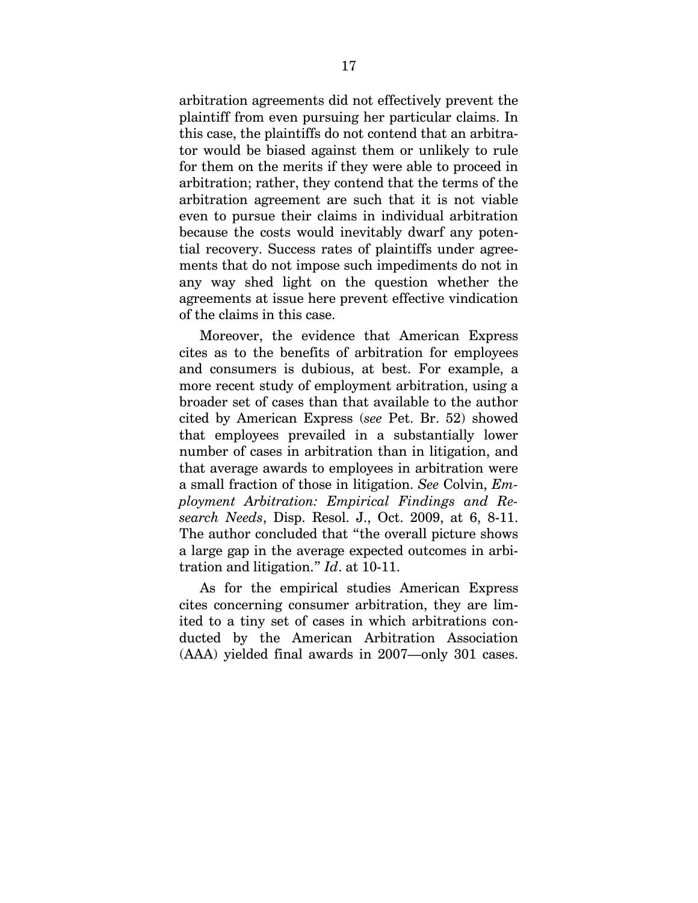arbitration agreements did not effectively prevent the plaintiff from even pursuing her particular claims. In this case, the plaintiffs do not contend that an arbitrator would be biased against them or unlikely to rule for them on the merits if they were able to proceed in arbitration; rather, they contend that the terms of the arbitration agreement are such that it is not viable even to pursue their claims in individual arbitration because the costs would inevitably dwarf any potential recovery. Success rates of plaintiffs under agreements that do not impose such impediments do not in any way shed light on the question whether the agreements at issue here prevent effective vindication of the claims in this case.

Moreover, the evidence that American Express cites as to the benefits of arbitration for employees and consumers is dubious, at best. For example, a more recent study of employment arbitration, using a broader set of cases than that available to the author cited by American Express (*see* Pet. Br. 52) showed that employees prevailed in a substantially lower number of cases in arbitration than in litigation, and that average awards to employees in arbitration were a small fraction of those in litigation. *See* Colvin, *Employment Arbitration: Empirical Findings and Research Needs*, Disp. Resol. J., Oct. 2009, at 6, 8-11. The author concluded that "the overall picture shows a large gap in the average expected outcomes in arbitration and litigation." *Id*. at 10-11.

As for the empirical studies American Express cites concerning consumer arbitration, they are limited to a tiny set of cases in which arbitrations conducted by the American Arbitration Association (AAA) yielded final awards in 2007—only 301 cases.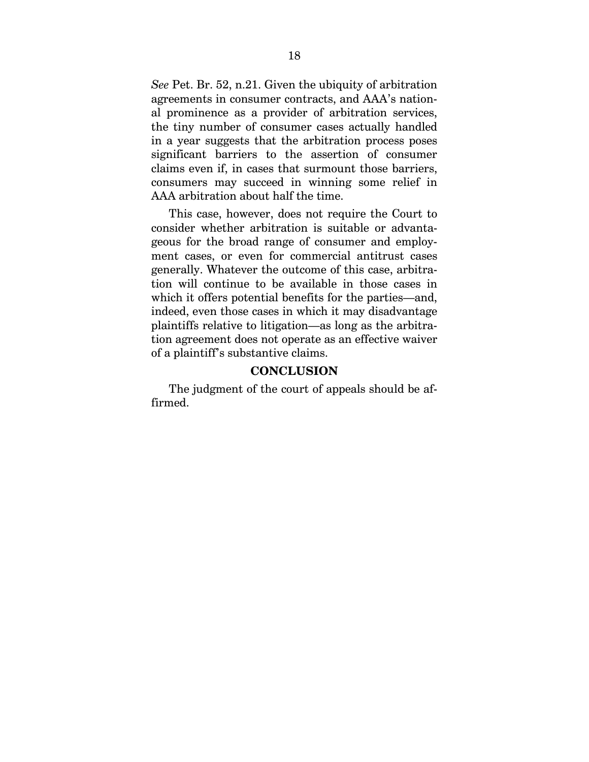*See* Pet. Br. 52, n.21. Given the ubiquity of arbitration agreements in consumer contracts, and AAA's national prominence as a provider of arbitration services, the tiny number of consumer cases actually handled in a year suggests that the arbitration process poses significant barriers to the assertion of consumer claims even if, in cases that surmount those barriers, consumers may succeed in winning some relief in AAA arbitration about half the time.

This case, however, does not require the Court to consider whether arbitration is suitable or advantageous for the broad range of consumer and employment cases, or even for commercial antitrust cases generally. Whatever the outcome of this case, arbitration will continue to be available in those cases in which it offers potential benefits for the parties—and, indeed, even those cases in which it may disadvantage plaintiffs relative to litigation—as long as the arbitration agreement does not operate as an effective waiver of a plaintiff's substantive claims.

## CONCLUSION

The judgment of the court of appeals should be affirmed.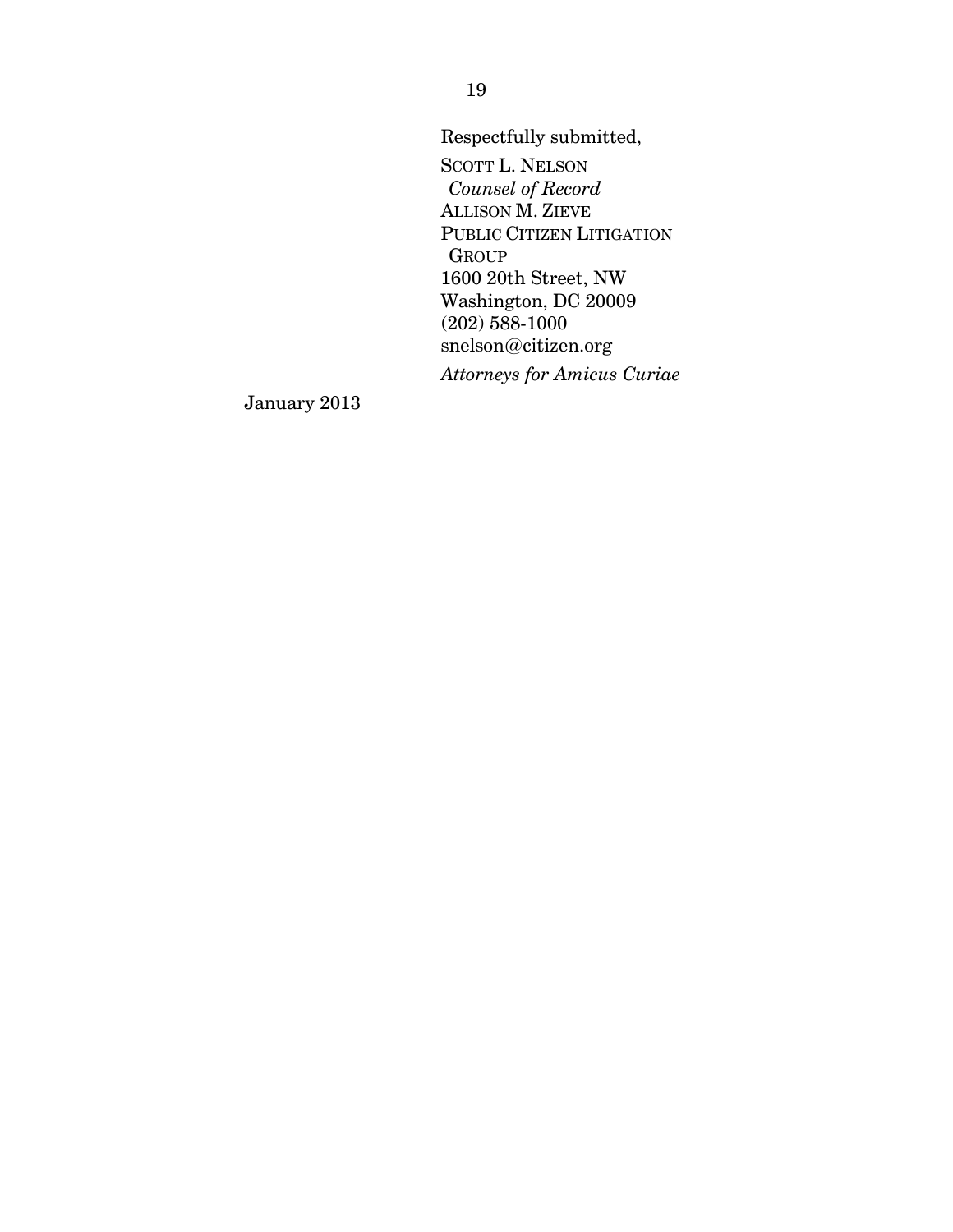Respectfully submitted,

SCOTT L. NELSON
*Counsel of Record*
ALLISON M. ZIEVE
PUBLIC CITIZEN LITIGATION
GROUP
1600 20th Street, NW
Washington, DC 20009
(202) 588-1000
snelson@citizen.org

*Attorneys for Amicus Curiae*

January 2013